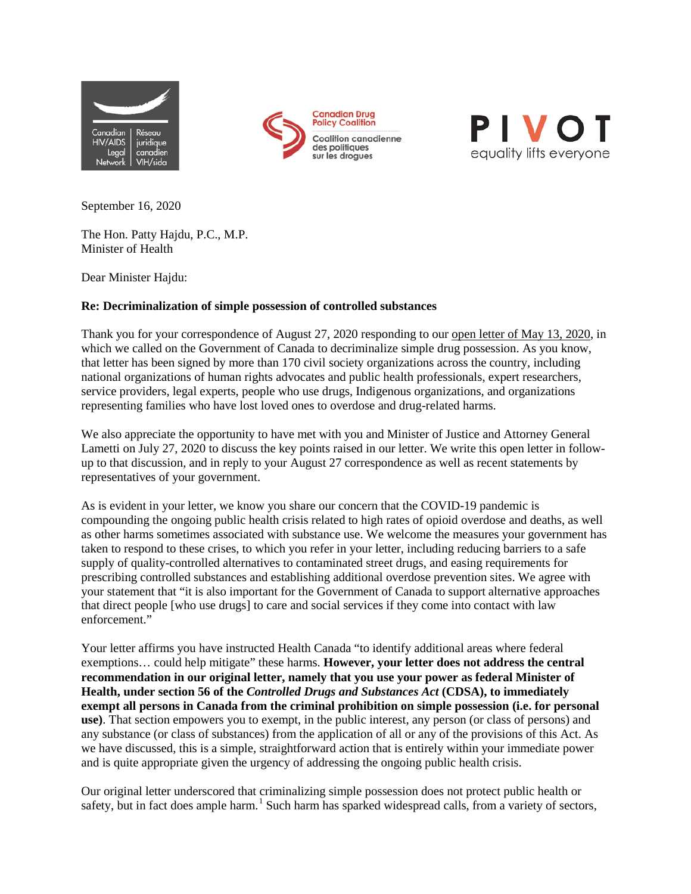Canadian HIV/AIDS Legal Network | Réseau juridique canadien VIH/sida

Canadian Drug Policy Coalition | Coalition canadienne des politiques sur les drogues

PIVOT equality lifts everyone

September 16, 2020

The Hon. Patty Hajdu, P.C., M.P.
Minister of Health

Dear Minister Hajdu:

**Re: Decriminalization of simple possession of controlled substances**

Thank you for your correspondence of August 27, 2020 responding to our open letter of May 13, 2020, in which we called on the Government of Canada to decriminalize simple drug possession. As you know, that letter has been signed by more than 170 civil society organizations across the country, including national organizations of human rights advocates and public health professionals, expert researchers, service providers, legal experts, people who use drugs, Indigenous organizations, and organizations representing families who have lost loved ones to overdose and drug-related harms.

We also appreciate the opportunity to have met with you and Minister of Justice and Attorney General Lametti on July 27, 2020 to discuss the key points raised in our letter. We write this open letter in follow-up to that discussion, and in reply to your August 27 correspondence as well as recent statements by representatives of your government.

As is evident in your letter, we know you share our concern that the COVID-19 pandemic is compounding the ongoing public health crisis related to high rates of opioid overdose and deaths, as well as other harms sometimes associated with substance use. We welcome the measures your government has taken to respond to these crises, to which you refer in your letter, including reducing barriers to a safe supply of quality-controlled alternatives to contaminated street drugs, and easing requirements for prescribing controlled substances and establishing additional overdose prevention sites. We agree with your statement that "it is also important for the Government of Canada to support alternative approaches that direct people [who use drugs] to care and social services if they come into contact with law enforcement."

Your letter affirms you have instructed Health Canada "to identify additional areas where federal exemptions… could help mitigate" these harms. **However, your letter does not address the central recommendation in our original letter, namely that you use your power as federal Minister of Health, under section 56 of the *Controlled Drugs and Substances Act* (CDSA), to immediately exempt all persons in Canada from the criminal prohibition on simple possession (i.e. for personal use)**. That section empowers you to exempt, in the public interest, any person (or class of persons) and any substance (or class of substances) from the application of all or any of the provisions of this Act. As we have discussed, this is a simple, straightforward action that is entirely within your immediate power and is quite appropriate given the urgency of addressing the ongoing public health crisis.

Our original letter underscored that criminalizing simple possession does not protect public health or safety, but in fact does ample harm.[1] Such harm has sparked widespread calls, from a variety of sectors,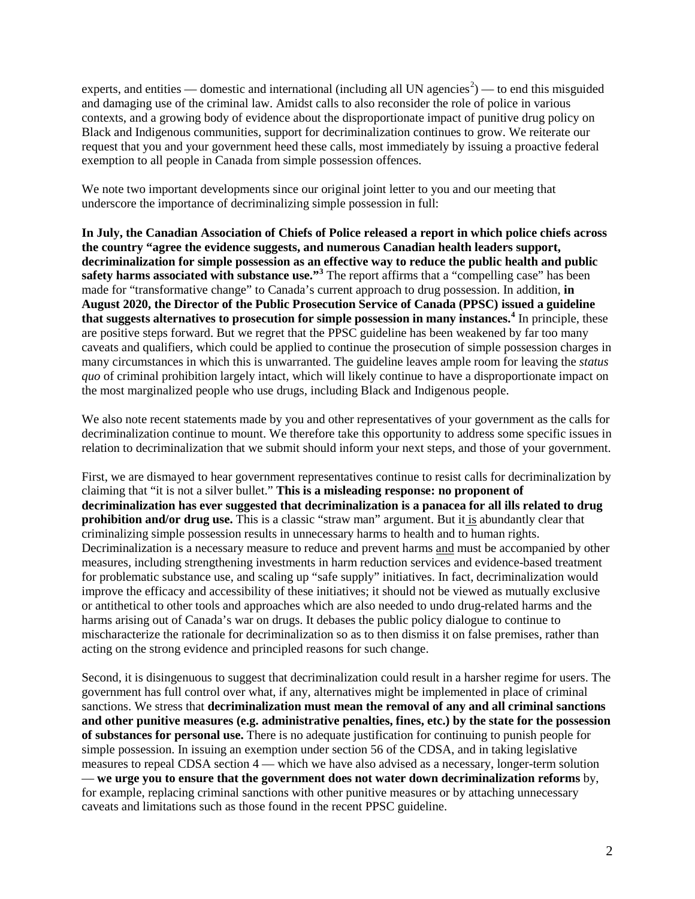experts, and entities — domestic and international (including all UN agencies[2]) — to end this misguided and damaging use of the criminal law. Amidst calls to also reconsider the role of police in various contexts, and a growing body of evidence about the disproportionate impact of punitive drug policy on Black and Indigenous communities, support for decriminalization continues to grow. We reiterate our request that you and your government heed these calls, most immediately by issuing a proactive federal exemption to all people in Canada from simple possession offences.

We note two important developments since our original joint letter to you and our meeting that underscore the importance of decriminalizing simple possession in full:

**In July, the Canadian Association of Chiefs of Police released a report in which police chiefs across the country "agree the evidence suggests, and numerous Canadian health leaders support, decriminalization for simple possession as an effective way to reduce the public health and public safety harms associated with substance use."[3]** The report affirms that a "compelling case" has been made for "transformative change" to Canada's current approach to drug possession. In addition, **in August 2020, the Director of the Public Prosecution Service of Canada (PPSC) issued a guideline that suggests alternatives to prosecution for simple possession in many instances.[4]** In principle, these are positive steps forward. But we regret that the PPSC guideline has been weakened by far too many caveats and qualifiers, which could be applied to continue the prosecution of simple possession charges in many circumstances in which this is unwarranted. The guideline leaves ample room for leaving the *status quo* of criminal prohibition largely intact, which will likely continue to have a disproportionate impact on the most marginalized people who use drugs, including Black and Indigenous people.

We also note recent statements made by you and other representatives of your government as the calls for decriminalization continue to mount. We therefore take this opportunity to address some specific issues in relation to decriminalization that we submit should inform your next steps, and those of your government.

First, we are dismayed to hear government representatives continue to resist calls for decriminalization by claiming that "it is not a silver bullet." **This is a misleading response: no proponent of decriminalization has ever suggested that decriminalization is a panacea for all ills related to drug prohibition and/or drug use.** This is a classic "straw man" argument. But it is abundantly clear that criminalizing simple possession results in unnecessary harms to health and to human rights. Decriminalization is a necessary measure to reduce and prevent harms and must be accompanied by other measures, including strengthening investments in harm reduction services and evidence-based treatment for problematic substance use, and scaling up "safe supply" initiatives. In fact, decriminalization would improve the efficacy and accessibility of these initiatives; it should not be viewed as mutually exclusive or antithetical to other tools and approaches which are also needed to undo drug-related harms and the harms arising out of Canada's war on drugs. It debases the public policy dialogue to continue to mischaracterize the rationale for decriminalization so as to then dismiss it on false premises, rather than acting on the strong evidence and principled reasons for such change.

Second, it is disingenuous to suggest that decriminalization could result in a harsher regime for users. The government has full control over what, if any, alternatives might be implemented in place of criminal sanctions. We stress that **decriminalization must mean the removal of any and all criminal sanctions and other punitive measures (e.g. administrative penalties, fines, etc.) by the state for the possession of substances for personal use.** There is no adequate justification for continuing to punish people for simple possession. In issuing an exemption under section 56 of the CDSA, and in taking legislative measures to repeal CDSA section 4 — which we have also advised as a necessary, longer-term solution — **we urge you to ensure that the government does not water down decriminalization reforms** by, for example, replacing criminal sanctions with other punitive measures or by attaching unnecessary caveats and limitations such as those found in the recent PPSC guideline.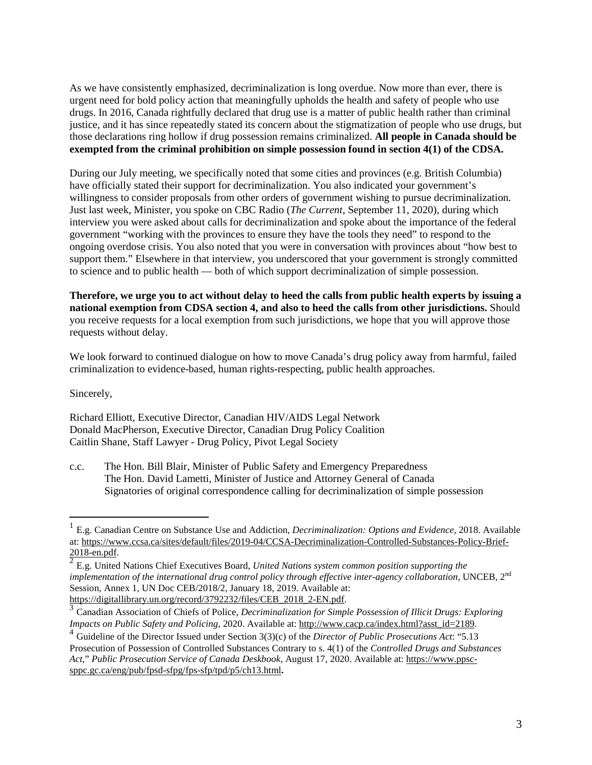As we have consistently emphasized, decriminalization is long overdue. Now more than ever, there is urgent need for bold policy action that meaningfully upholds the health and safety of people who use drugs. In 2016, Canada rightfully declared that drug use is a matter of public health rather than criminal justice, and it has since repeatedly stated its concern about the stigmatization of people who use drugs, but those declarations ring hollow if drug possession remains criminalized. **All people in Canada should be exempted from the criminal prohibition on simple possession found in section 4(1) of the CDSA.**

During our July meeting, we specifically noted that some cities and provinces (e.g. British Columbia) have officially stated their support for decriminalization. You also indicated your government's willingness to consider proposals from other orders of government wishing to pursue decriminalization. Just last week, Minister, you spoke on CBC Radio (*The Current*, September 11, 2020), during which interview you were asked about calls for decriminalization and spoke about the importance of the federal government "working with the provinces to ensure they have the tools they need" to respond to the ongoing overdose crisis. You also noted that you were in conversation with provinces about "how best to support them." Elsewhere in that interview, you underscored that your government is strongly committed to science and to public health — both of which support decriminalization of simple possession.

**Therefore, we urge you to act without delay to heed the calls from public health experts by issuing a national exemption from CDSA section 4, and also to heed the calls from other jurisdictions.** Should you receive requests for a local exemption from such jurisdictions, we hope that you will approve those requests without delay.

We look forward to continued dialogue on how to move Canada's drug policy away from harmful, failed criminalization to evidence-based, human rights-respecting, public health approaches.

Sincerely,

Richard Elliott, Executive Director, Canadian HIV/AIDS Legal Network
Donald MacPherson, Executive Director, Canadian Drug Policy Coalition
Caitlin Shane, Staff Lawyer - Drug Policy, Pivot Legal Society

c.c. The Hon. Bill Blair, Minister of Public Safety and Emergency Preparedness
The Hon. David Lametti, Minister of Justice and Attorney General of Canada
Signatories of original correspondence calling for decriminalization of simple possession

---

[1] E.g. Canadian Centre on Substance Use and Addiction, *Decriminalization: Options and Evidence*, 2018. Available at: https://www.ccsa.ca/sites/default/files/2019-04/CCSA-Decriminalization-Controlled-Substances-Policy-Brief-2018-en.pdf.

[2] E.g. United Nations Chief Executives Board, *United Nations system common position supporting the implementation of the international drug control policy through effective inter-agency collaboration*, UNCEB, 2nd Session, Annex 1, UN Doc CEB/2018/2, January 18, 2019. Available at: https://digitallibrary.un.org/record/3792232/files/CEB_2018_2-EN.pdf.

[3] Canadian Association of Chiefs of Police, *Decriminalization for Simple Possession of Illicit Drugs: Exploring Impacts on Public Safety and Policing*, 2020. Available at: http://www.cacp.ca/index.html?asst_id=2189.

[4] Guideline of the Director Issued under Section 3(3)(c) of the *Director of Public Prosecutions Act*: "5.13 Prosecution of Possession of Controlled Substances Contrary to s. 4(1) of the *Controlled Drugs and Substances Act*," *Public Prosecution Service of Canada Deskbook*, August 17, 2020. Available at: https://www.ppsc-sppc.gc.ca/eng/pub/fpsd-sfpg/fps-sfp/tpd/p5/ch13.html.